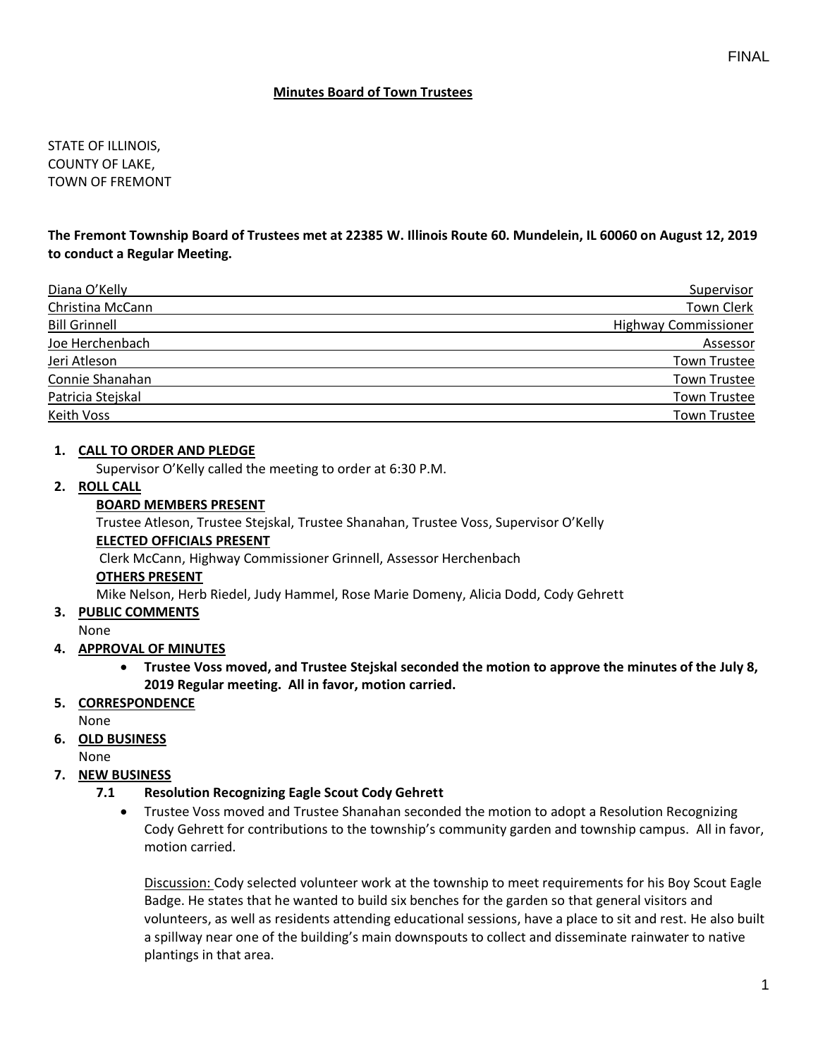FINAL

## Minutes Board of Town Trustees

STATE OF ILLINOIS,
COUNTY OF LAKE,
TOWN OF FREMONT

**The Fremont Township Board of Trustees met at 22385 W. Illinois Route 60. Mundelein, IL 60060 on August 12, 2019 to conduct a Regular Meeting.**

| | |
|---|---|
| Diana O'Kelly | Supervisor |
| Christina McCann | Town Clerk |
| Bill Grinnell | Highway Commissioner |
| Joe Herchenbach | Assessor |
| Jeri Atleson | Town Trustee |
| Connie Shanahan | Town Trustee |
| Patricia Stejskal | Town Trustee |
| Keith Voss | Town Trustee |

1. **CALL TO ORDER AND PLEDGE**

   Supervisor O'Kelly called the meeting to order at 6:30 P.M.

2. **ROLL CALL**

   **BOARD MEMBERS PRESENT**

   Trustee Atleson, Trustee Stejskal, Trustee Shanahan, Trustee Voss, Supervisor O'Kelly

   **ELECTED OFFICIALS PRESENT**

   Clerk McCann, Highway Commissioner Grinnell, Assessor Herchenbach

   **OTHERS PRESENT**

   Mike Nelson, Herb Riedel, Judy Hammel, Rose Marie Domeny, Alicia Dodd, Cody Gehrett

3. **PUBLIC COMMENTS**

   None

4. **APPROVAL OF MINUTES**

   - **Trustee Voss moved, and Trustee Stejskal seconded the motion to approve the minutes of the July 8, 2019 Regular meeting. All in favor, motion carried.**

5. **CORRESPONDENCE**

   None

6. **OLD BUSINESS**

   None

7. **NEW BUSINESS**

   **7.1 Resolution Recognizing Eagle Scout Cody Gehrett**

   - Trustee Voss moved and Trustee Shanahan seconded the motion to adopt a Resolution Recognizing Cody Gehrett for contributions to the township's community garden and township campus. All in favor, motion carried.

     Discussion: Cody selected volunteer work at the township to meet requirements for his Boy Scout Eagle Badge. He states that he wanted to build six benches for the garden so that general visitors and volunteers, as well as residents attending educational sessions, have a place to sit and rest. He also built a spillway near one of the building's main downspouts to collect and disseminate rainwater to native plantings in that area.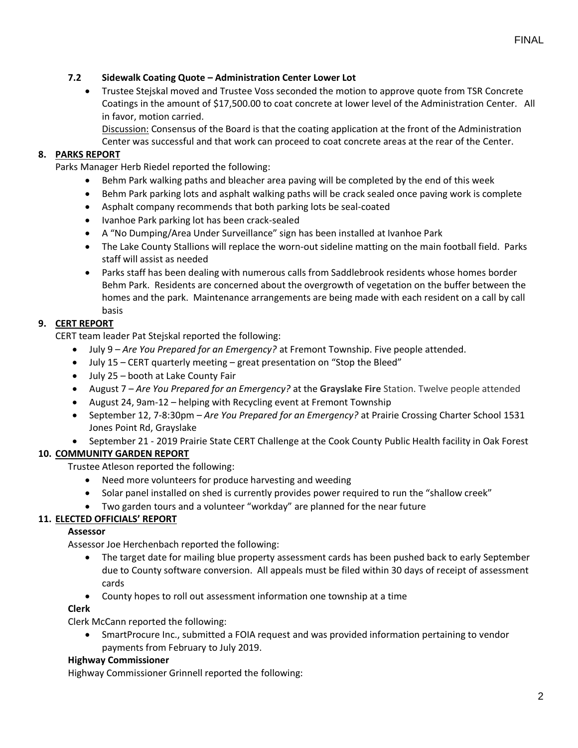### 7.2 Sidewalk Coating Quote – Administration Center Lower Lot

- Trustee Stejskal moved and Trustee Voss seconded the motion to approve quote from TSR Concrete Coatings in the amount of $17,500.00 to coat concrete at lower level of the Administration Center. All in favor, motion carried.

  Discussion: Consensus of the Board is that the coating application at the front of the Administration Center was successful and that work can proceed to coat concrete areas at the rear of the Center.

## 8. PARKS REPORT

Parks Manager Herb Riedel reported the following:

- Behm Park walking paths and bleacher area paving will be completed by the end of this week
- Behm Park parking lots and asphalt walking paths will be crack sealed once paving work is complete
- Asphalt company recommends that both parking lots be seal-coated
- Ivanhoe Park parking lot has been crack-sealed
- A "No Dumping/Area Under Surveillance" sign has been installed at Ivanhoe Park
- The Lake County Stallions will replace the worn-out sideline matting on the main football field. Parks staff will assist as needed
- Parks staff has been dealing with numerous calls from Saddlebrook residents whose homes border Behm Park. Residents are concerned about the overgrowth of vegetation on the buffer between the homes and the park. Maintenance arrangements are being made with each resident on a call by call basis

## 9. CERT REPORT

CERT team leader Pat Stejskal reported the following:

- July 9 – *Are You Prepared for an Emergency?* at Fremont Township. Five people attended.
- July 15 – CERT quarterly meeting – great presentation on "Stop the Bleed"
- July 25 – booth at Lake County Fair
- August 7 – *Are You Prepared for an Emergency?* at the **Grayslake Fire** Station. Twelve people attended
- August 24, 9am-12 – helping with Recycling event at Fremont Township
- September 12, 7-8:30pm – *Are You Prepared for an Emergency?* at Prairie Crossing Charter School 1531 Jones Point Rd, Grayslake
- September 21 - 2019 Prairie State CERT Challenge at the Cook County Public Health facility in Oak Forest

## 10. COMMUNITY GARDEN REPORT

Trustee Atleson reported the following:

- Need more volunteers for produce harvesting and weeding
- Solar panel installed on shed is currently provides power required to run the "shallow creek"
- Two garden tours and a volunteer "workday" are planned for the near future

## 11. ELECTED OFFICIALS' REPORT

**Assessor**

Assessor Joe Herchenbach reported the following:

- The target date for mailing blue property assessment cards has been pushed back to early September due to County software conversion. All appeals must be filed within 30 days of receipt of assessment cards
- County hopes to roll out assessment information one township at a time

**Clerk**

Clerk McCann reported the following:

- SmartProcure Inc., submitted a FOIA request and was provided information pertaining to vendor payments from February to July 2019.

**Highway Commissioner**

Highway Commissioner Grinnell reported the following: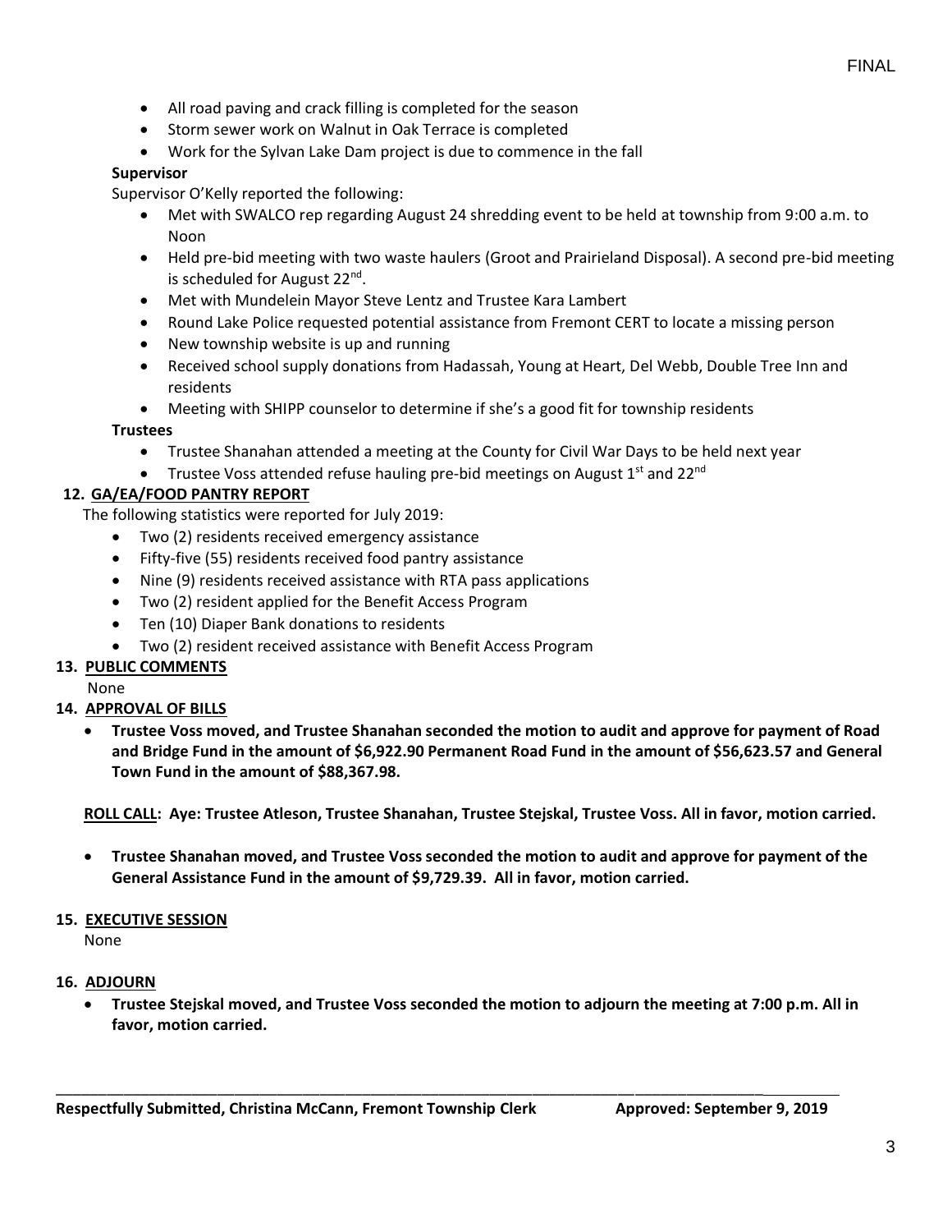- All road paving and crack filling is completed for the season
- Storm sewer work on Walnut in Oak Terrace is completed
- Work for the Sylvan Lake Dam project is due to commence in the fall

**Supervisor**

Supervisor O'Kelly reported the following:

- Met with SWALCO rep regarding August 24 shredding event to be held at township from 9:00 a.m. to Noon
- Held pre-bid meeting with two waste haulers (Groot and Prairieland Disposal). A second pre-bid meeting is scheduled for August 22nd.
- Met with Mundelein Mayor Steve Lentz and Trustee Kara Lambert
- Round Lake Police requested potential assistance from Fremont CERT to locate a missing person
- New township website is up and running
- Received school supply donations from Hadassah, Young at Heart, Del Webb, Double Tree Inn and residents
- Meeting with SHIPP counselor to determine if she's a good fit for township residents

**Trustees**

- Trustee Shanahan attended a meeting at the County for Civil War Days to be held next year
- Trustee Voss attended refuse hauling pre-bid meetings on August 1st and 22nd

**12. GA/EA/FOOD PANTRY REPORT**

The following statistics were reported for July 2019:

- Two (2) residents received emergency assistance
- Fifty-five (55) residents received food pantry assistance
- Nine (9) residents received assistance with RTA pass applications
- Two (2) resident applied for the Benefit Access Program
- Ten (10) Diaper Bank donations to residents
- Two (2) resident received assistance with Benefit Access Program

**13. PUBLIC COMMENTS**

None

**14. APPROVAL OF BILLS**

- **Trustee Voss moved, and Trustee Shanahan seconded the motion to audit and approve for payment of Road and Bridge Fund in the amount of $6,922.90 Permanent Road Fund in the amount of $56,623.57 and General Town Fund in the amount of $88,367.98.**

**ROLL CALL: Aye: Trustee Atleson, Trustee Shanahan, Trustee Stejskal, Trustee Voss. All in favor, motion carried.**

- **Trustee Shanahan moved, and Trustee Voss seconded the motion to audit and approve for payment of the General Assistance Fund in the amount of $9,729.39. All in favor, motion carried.**

**15. EXECUTIVE SESSION**

None

**16. ADJOURN**

- **Trustee Stejskal moved, and Trustee Voss seconded the motion to adjourn the meeting at 7:00 p.m. All in favor, motion carried.**

**Respectfully Submitted, Christina McCann, Fremont Township Clerk** **Approved: September 9, 2019**